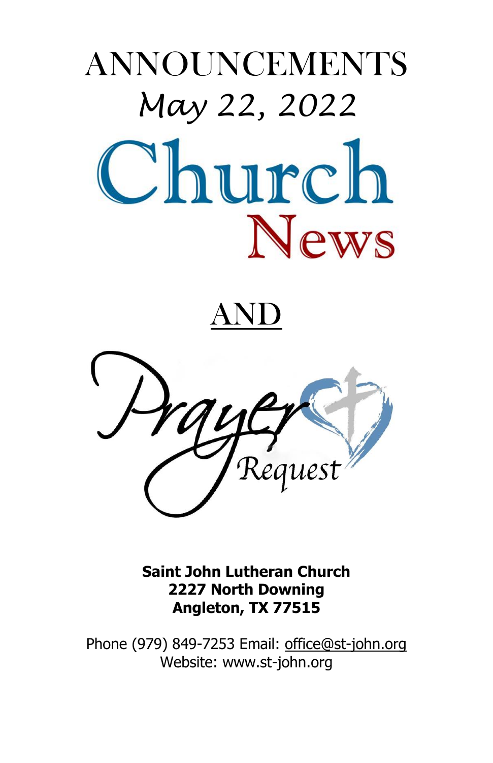# ANNOUNCEMENTS

*May 22, 2022*

# Church News

AND

# Prayer Request

**Saint John Lutheran Church**
**2227 North Downing**
**Angleton, TX 77515**

Phone (979) 849-7253 Email: office@st-john.org
Website: www.st-john.org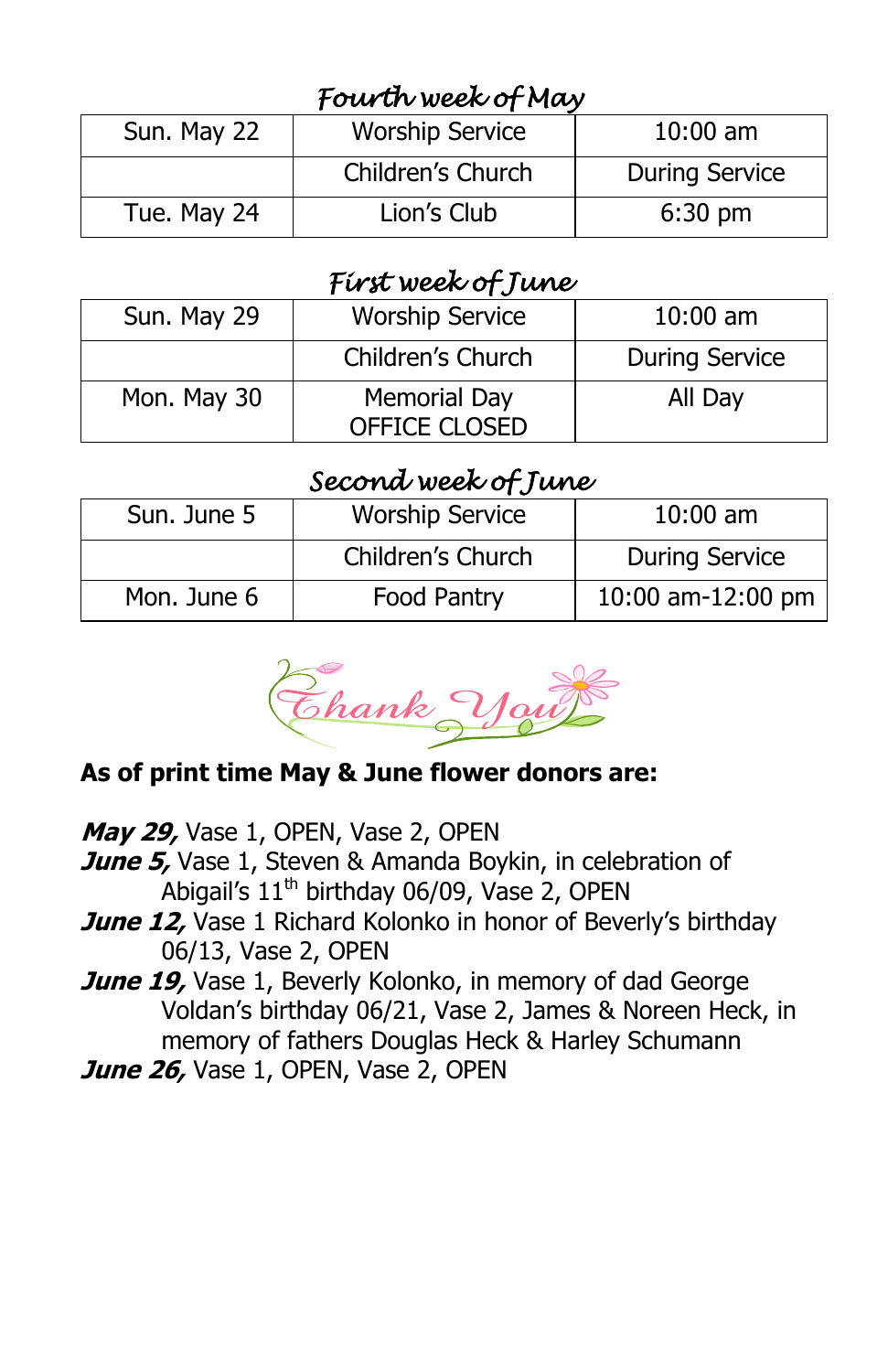### *Fourth week of May*

| | | |
|---|---|---|
| Sun. May 22 | Worship Service | 10:00 am |
| | Children's Church | During Service |
| Tue. May 24 | Lion's Club | 6:30 pm |

### *First week of June*

| | | |
|---|---|---|
| Sun. May 29 | Worship Service | 10:00 am |
| | Children's Church | During Service |
| Mon. May 30 | Memorial Day OFFICE CLOSED | All Day |

### *Second week of June*

| | | |
|---|---|---|
| Sun. June 5 | Worship Service | 10:00 am |
| | Children's Church | During Service |
| Mon. June 6 | Food Pantry | 10:00 am-12:00 pm |

*Thank You*

**As of print time May & June flower donors are:**

***May 29,*** Vase 1, OPEN, Vase 2, OPEN
***June 5,*** Vase 1, Steven & Amanda Boykin, in celebration of Abigail's 11th birthday 06/09, Vase 2, OPEN
***June 12,*** Vase 1 Richard Kolonko in honor of Beverly's birthday 06/13, Vase 2, OPEN
***June 19,*** Vase 1, Beverly Kolonko, in memory of dad George Voldan's birthday 06/21, Vase 2, James & Noreen Heck, in memory of fathers Douglas Heck & Harley Schumann
***June 26,*** Vase 1, OPEN, Vase 2, OPEN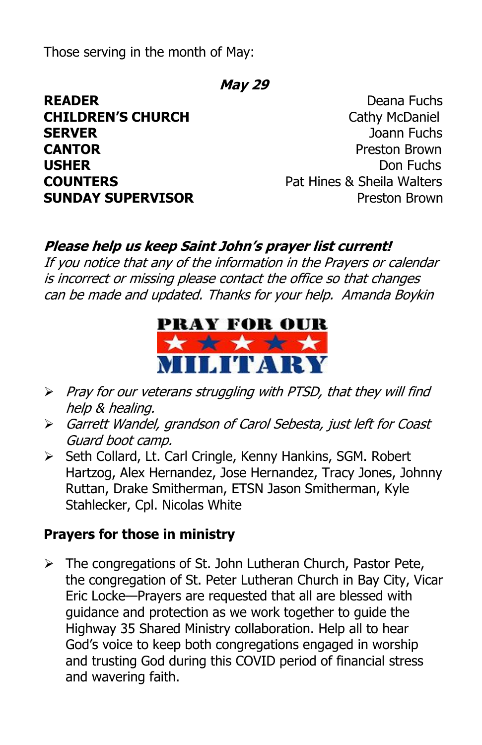Those serving in the month of May:

***May 29***

| | |
|---|---|
| **READER** | Deana Fuchs |
| **CHILDREN'S CHURCH** | Cathy McDaniel |
| **SERVER** | Joann Fuchs |
| **CANTOR** | Preston Brown |
| **USHER** | Don Fuchs |
| **COUNTERS** | Pat Hines & Sheila Walters |
| **SUNDAY SUPERVISOR** | Preston Brown |

***Please help us keep Saint John's prayer list current!***
*If you notice that any of the information in the Prayers or calendar is incorrect or missing please contact the office so that changes can be made and updated. Thanks for your help. Amanda Boykin*

**PRAY FOR OUR MILITARY**

- *Pray for our veterans struggling with PTSD, that they will find help & healing.*
- *Garrett Wandel, grandson of Carol Sebesta, just left for Coast Guard boot camp.*
- Seth Collard, Lt. Carl Cringle, Kenny Hankins, SGM. Robert Hartzog, Alex Hernandez, Jose Hernandez, Tracy Jones, Johnny Ruttan, Drake Smitherman, ETSN Jason Smitherman, Kyle Stahlecker, Cpl. Nicolas White

**Prayers for those in ministry**

- The congregations of St. John Lutheran Church, Pastor Pete, the congregation of St. Peter Lutheran Church in Bay City, Vicar Eric Locke—Prayers are requested that all are blessed with guidance and protection as we work together to guide the Highway 35 Shared Ministry collaboration. Help all to hear God's voice to keep both congregations engaged in worship and trusting God during this COVID period of financial stress and wavering faith.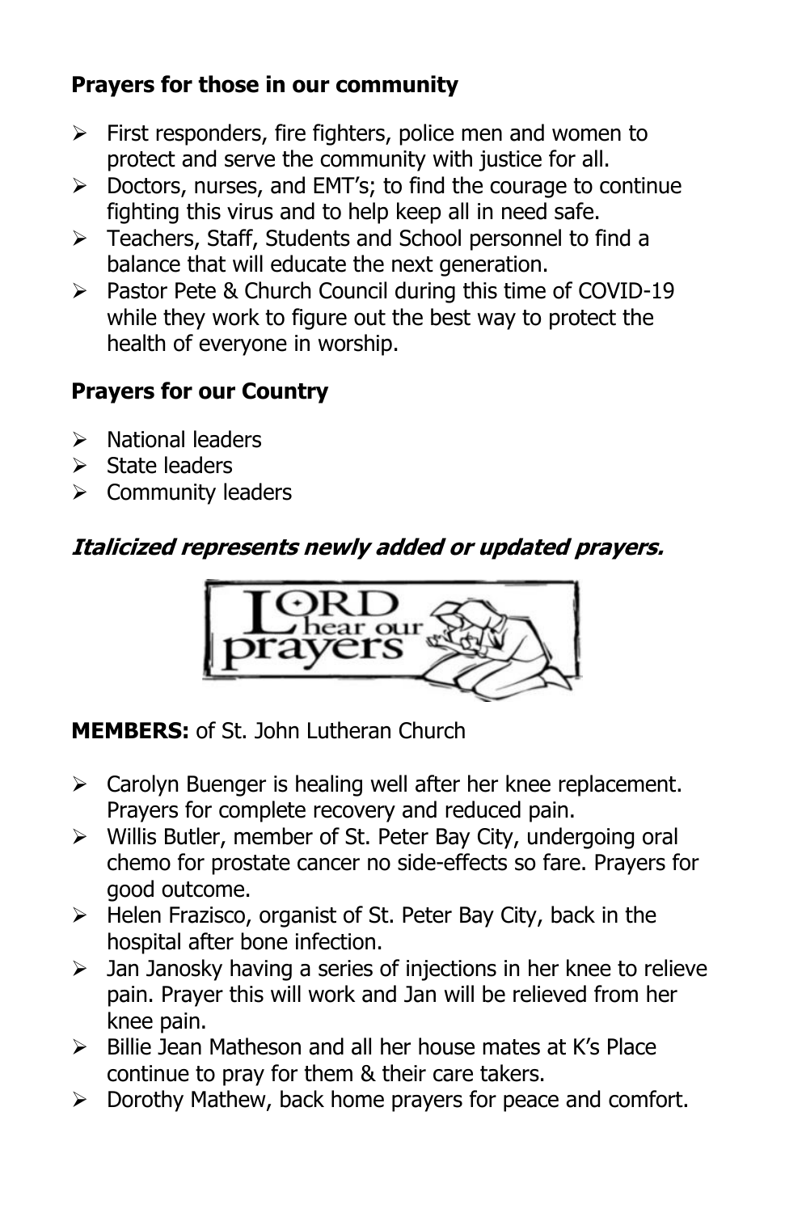**Prayers for those in our community**

- First responders, fire fighters, police men and women to protect and serve the community with justice for all.
- Doctors, nurses, and EMT's; to find the courage to continue fighting this virus and to help keep all in need safe.
- Teachers, Staff, Students and School personnel to find a balance that will educate the next generation.
- Pastor Pete & Church Council during this time of COVID-19 while they work to figure out the best way to protect the health of everyone in worship.

**Prayers for our Country**

- National leaders
- State leaders
- Community leaders

***Italicized represents newly added or updated prayers.***

**MEMBERS:** of St. John Lutheran Church

- Carolyn Buenger is healing well after her knee replacement. Prayers for complete recovery and reduced pain.
- Willis Butler, member of St. Peter Bay City, undergoing oral chemo for prostate cancer no side-effects so fare. Prayers for good outcome.
- Helen Frazisco, organist of St. Peter Bay City, back in the hospital after bone infection.
- Jan Janosky having a series of injections in her knee to relieve pain. Prayer this will work and Jan will be relieved from her knee pain.
- Billie Jean Matheson and all her house mates at K's Place continue to pray for them & their care takers.
- Dorothy Mathew, back home prayers for peace and comfort.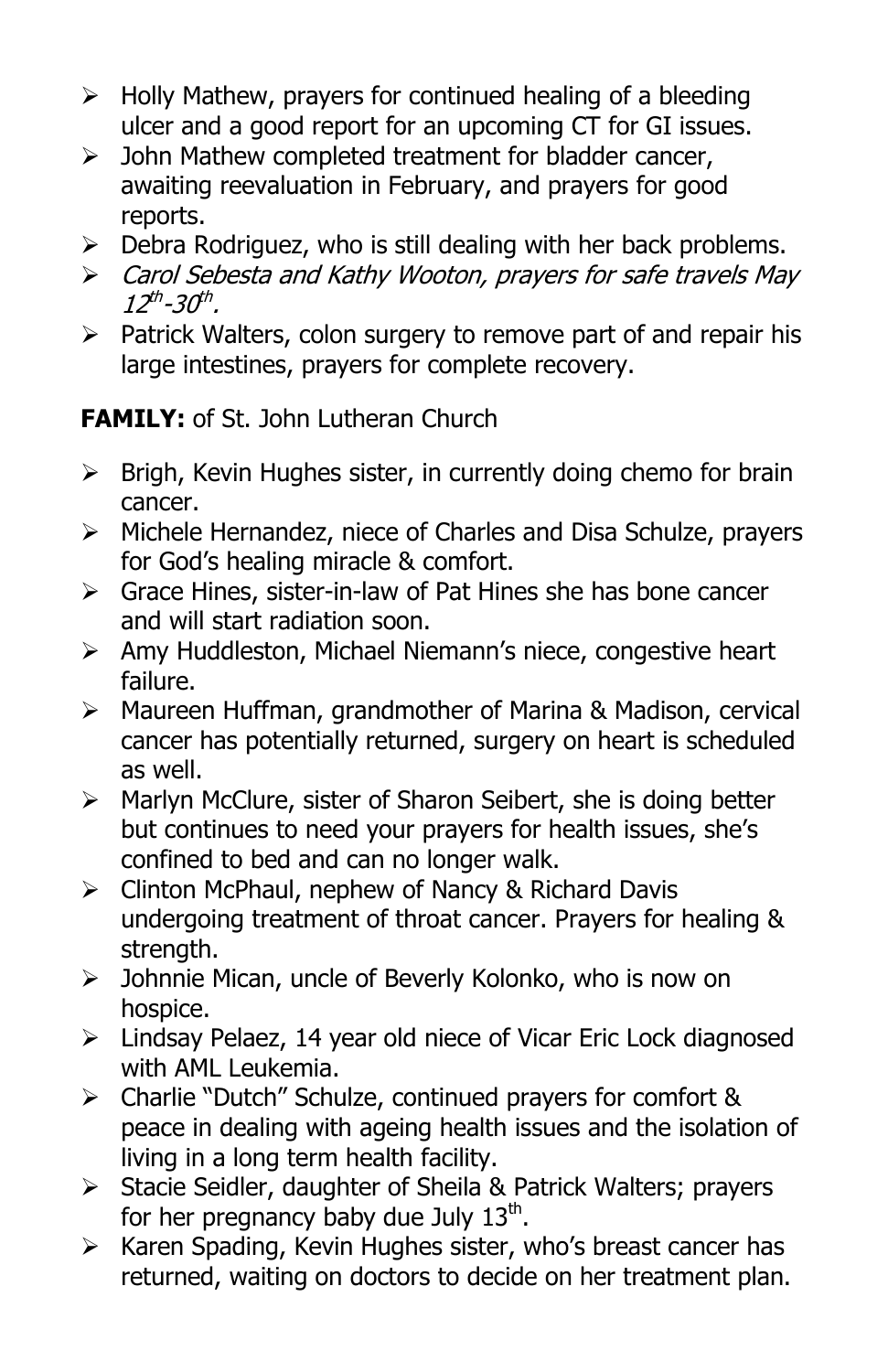- Holly Mathew, prayers for continued healing of a bleeding ulcer and a good report for an upcoming CT for GI issues.
- John Mathew completed treatment for bladder cancer, awaiting reevaluation in February, and prayers for good reports.
- Debra Rodriguez, who is still dealing with her back problems.
- *Carol Sebesta and Kathy Wooton, prayers for safe travels May 12th-30th.*
- Patrick Walters, colon surgery to remove part of and repair his large intestines, prayers for complete recovery.

**FAMILY:** of St. John Lutheran Church

- Brigh, Kevin Hughes sister, in currently doing chemo for brain cancer.
- Michele Hernandez, niece of Charles and Disa Schulze, prayers for God's healing miracle & comfort.
- Grace Hines, sister-in-law of Pat Hines she has bone cancer and will start radiation soon.
- Amy Huddleston, Michael Niemann's niece, congestive heart failure.
- Maureen Huffman, grandmother of Marina & Madison, cervical cancer has potentially returned, surgery on heart is scheduled as well.
- Marlyn McClure, sister of Sharon Seibert, she is doing better but continues to need your prayers for health issues, she's confined to bed and can no longer walk.
- Clinton McPhaul, nephew of Nancy & Richard Davis undergoing treatment of throat cancer. Prayers for healing & strength.
- Johnnie Mican, uncle of Beverly Kolonko, who is now on hospice.
- Lindsay Pelaez, 14 year old niece of Vicar Eric Lock diagnosed with AML Leukemia.
- Charlie "Dutch" Schulze, continued prayers for comfort & peace in dealing with ageing health issues and the isolation of living in a long term health facility.
- Stacie Seidler, daughter of Sheila & Patrick Walters; prayers for her pregnancy baby due July 13th.
- Karen Spading, Kevin Hughes sister, who's breast cancer has returned, waiting on doctors to decide on her treatment plan.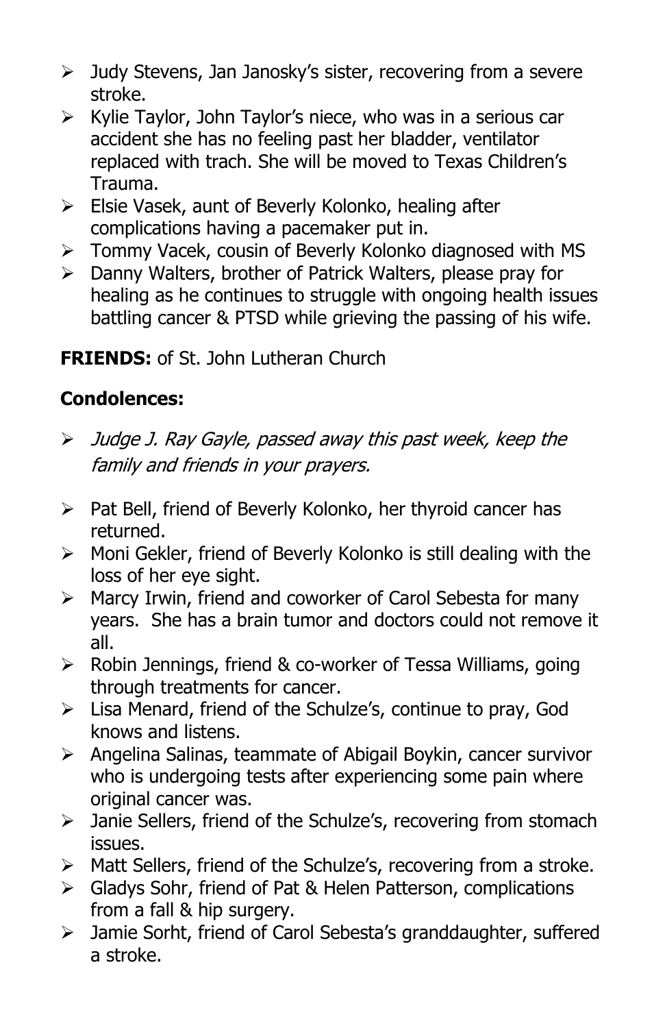- Judy Stevens, Jan Janosky's sister, recovering from a severe stroke.
- Kylie Taylor, John Taylor's niece, who was in a serious car accident she has no feeling past her bladder, ventilator replaced with trach. She will be moved to Texas Children's Trauma.
- Elsie Vasek, aunt of Beverly Kolonko, healing after complications having a pacemaker put in.
- Tommy Vacek, cousin of Beverly Kolonko diagnosed with MS
- Danny Walters, brother of Patrick Walters, please pray for healing as he continues to struggle with ongoing health issues battling cancer & PTSD while grieving the passing of his wife.

**FRIENDS:** of St. John Lutheran Church

**Condolences:**

- *Judge J. Ray Gayle, passed away this past week, keep the family and friends in your prayers.*

- Pat Bell, friend of Beverly Kolonko, her thyroid cancer has returned.
- Moni Gekler, friend of Beverly Kolonko is still dealing with the loss of her eye sight.
- Marcy Irwin, friend and coworker of Carol Sebesta for many years. She has a brain tumor and doctors could not remove it all.
- Robin Jennings, friend & co-worker of Tessa Williams, going through treatments for cancer.
- Lisa Menard, friend of the Schulze's, continue to pray, God knows and listens.
- Angelina Salinas, teammate of Abigail Boykin, cancer survivor who is undergoing tests after experiencing some pain where original cancer was.
- Janie Sellers, friend of the Schulze's, recovering from stomach issues.
- Matt Sellers, friend of the Schulze's, recovering from a stroke.
- Gladys Sohr, friend of Pat & Helen Patterson, complications from a fall & hip surgery.
- Jamie Sorht, friend of Carol Sebesta's granddaughter, suffered a stroke.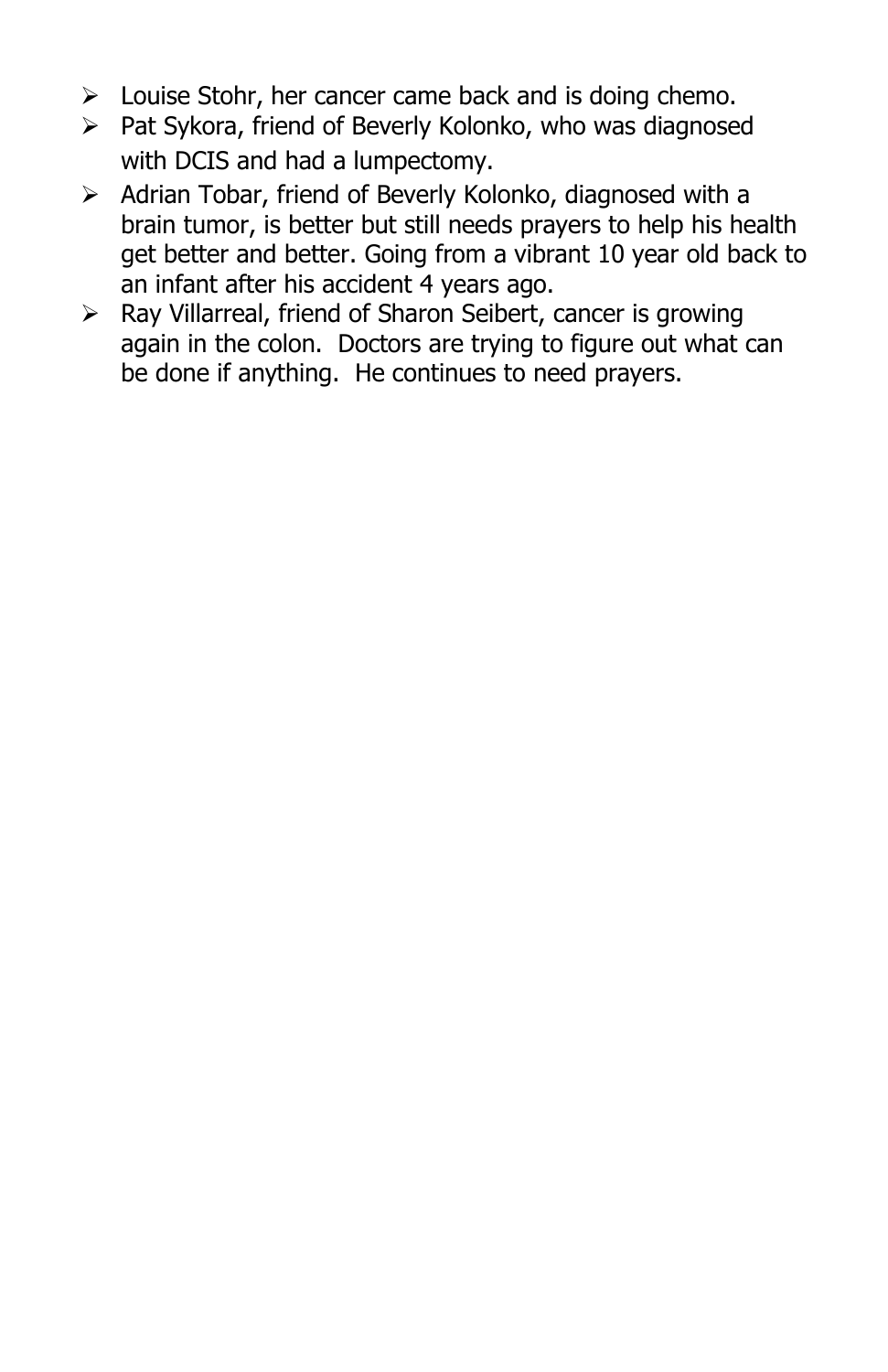- Louise Stohr, her cancer came back and is doing chemo.
- Pat Sykora, friend of Beverly Kolonko, who was diagnosed with DCIS and had a lumpectomy.
- Adrian Tobar, friend of Beverly Kolonko, diagnosed with a brain tumor, is better but still needs prayers to help his health get better and better. Going from a vibrant 10 year old back to an infant after his accident 4 years ago.
- Ray Villarreal, friend of Sharon Seibert, cancer is growing again in the colon. Doctors are trying to figure out what can be done if anything. He continues to need prayers.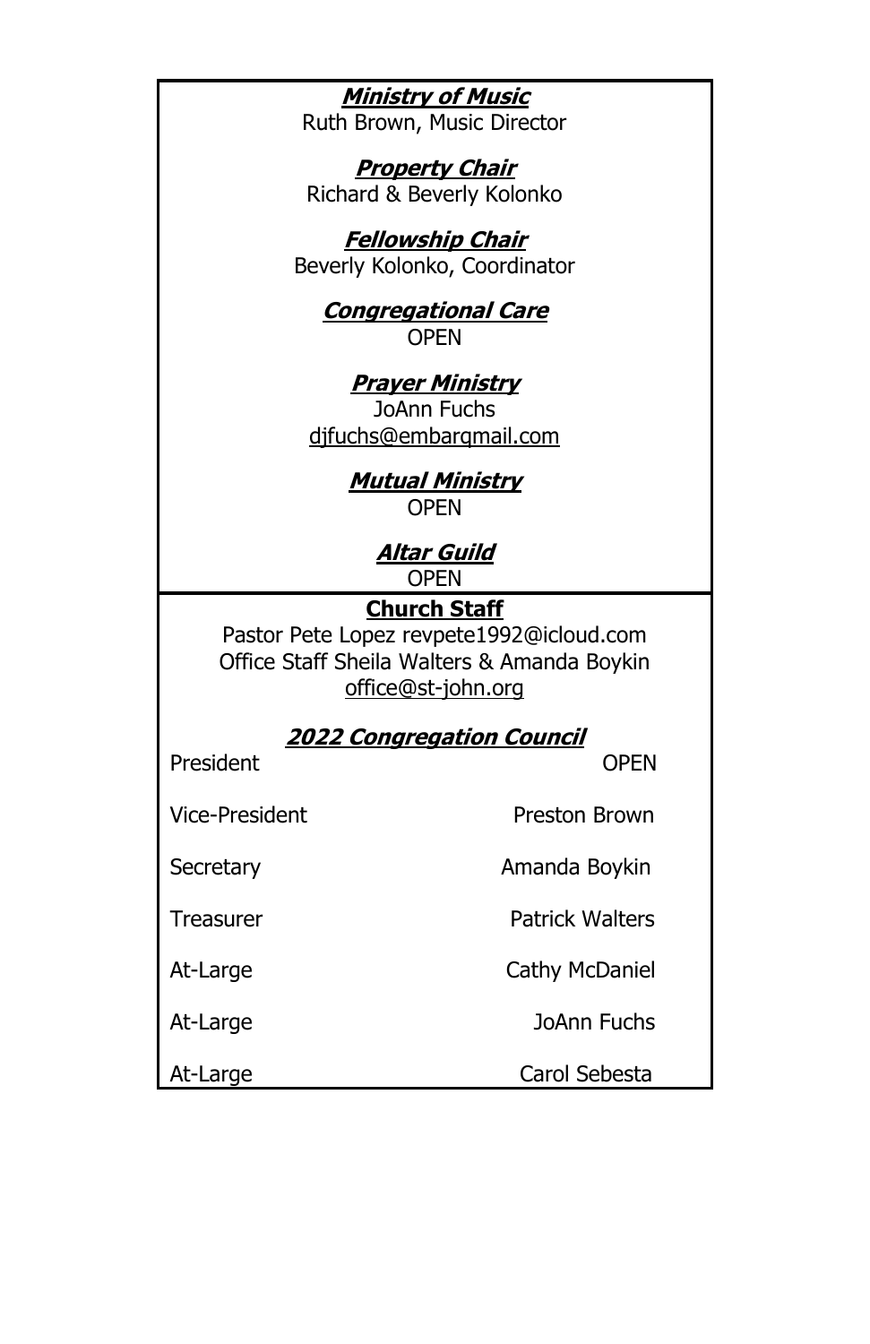***Ministry of Music***
Ruth Brown, Music Director

***Property Chair***
Richard & Beverly Kolonko

***Fellowship Chair***
Beverly Kolonko, Coordinator

***Congregational Care***
OPEN

***Prayer Ministry***
JoAnn Fuchs
djfuchs@embarqmail.com

***Mutual Ministry***
OPEN

***Altar Guild***
OPEN

**Church Staff**
Pastor Pete Lopez revpete1992@icloud.com
Office Staff Sheila Walters & Amanda Boykin
office@st-john.org

***2022 Congregation Council***

| | |
|---|---|
| President | OPEN |
| Vice-President | Preston Brown |
| Secretary | Amanda Boykin |
| Treasurer | Patrick Walters |
| At-Large | Cathy McDaniel |
| At-Large | JoAnn Fuchs |
| At-Large | Carol Sebesta |